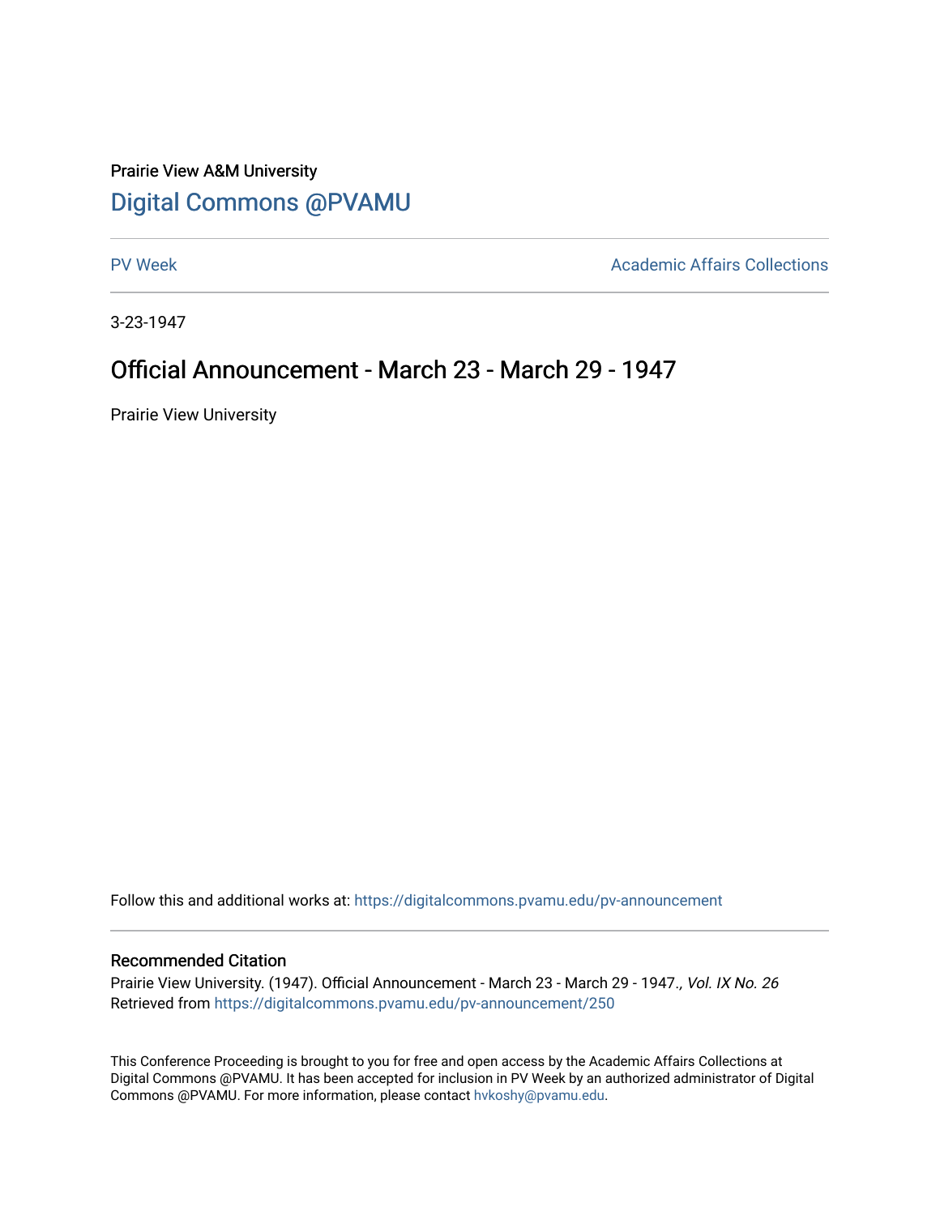Prairie View A&M University

# Digital Commons @PVAMU

PV Week | Academic Affairs Collections

3-23-1947

## Official Announcement - March 23 - March 29 - 1947

Prairie View University

Follow this and additional works at: https://digitalcommons.pvamu.edu/pv-announcement

### Recommended Citation

Prairie View University. (1947). Official Announcement - March 23 - March 29 - 1947., *Vol. IX No. 26*
Retrieved from https://digitalcommons.pvamu.edu/pv-announcement/250

This Conference Proceeding is brought to you for free and open access by the Academic Affairs Collections at Digital Commons @PVAMU. It has been accepted for inclusion in PV Week by an authorized administrator of Digital Commons @PVAMU. For more information, please contact hvkoshy@pvamu.edu.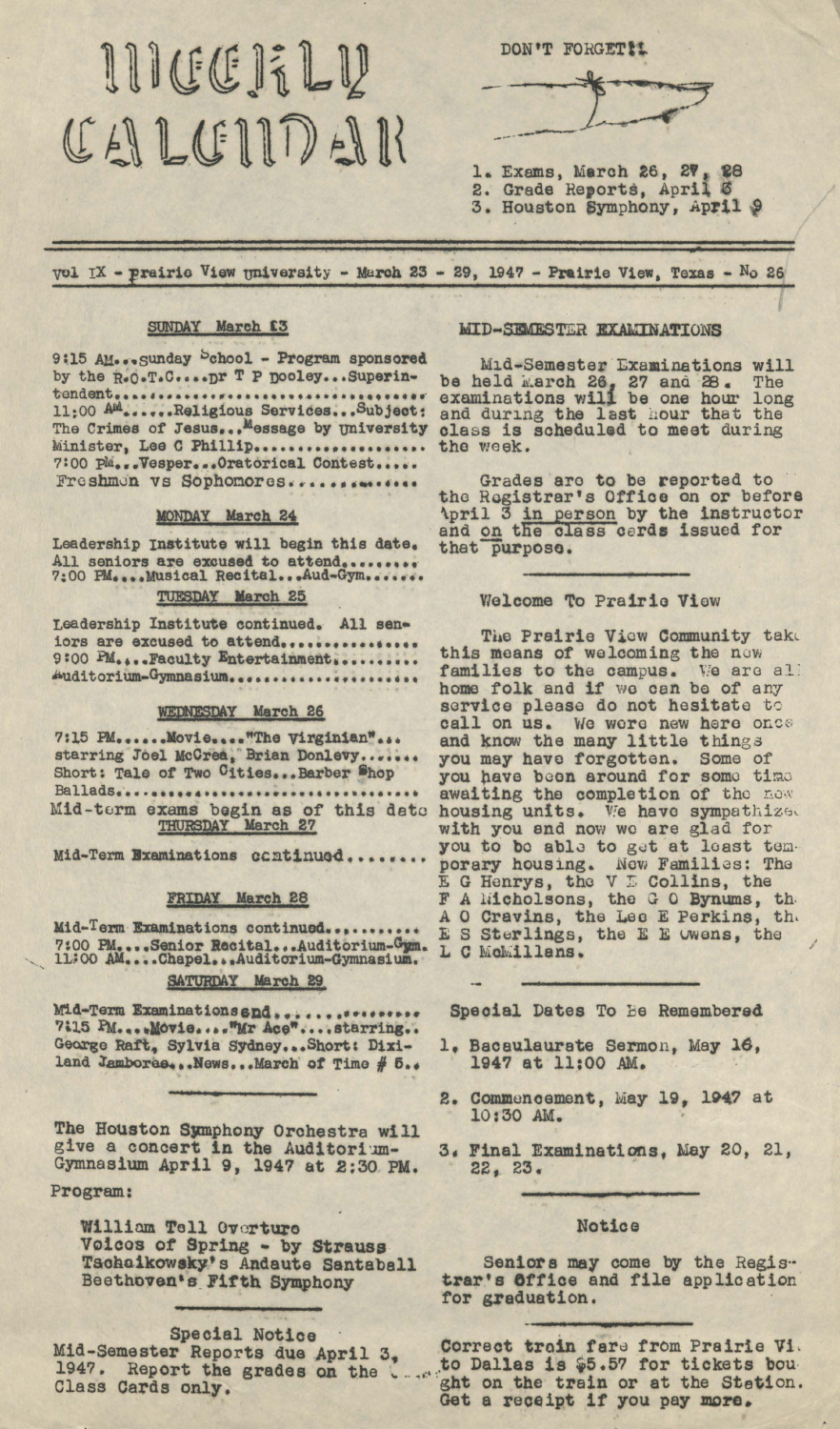# WEEKLY CALENDAR

DON'T FORGET!!

1. Exams, March 26, 27, 28
2. Grade Reports, April 3
3. Houston Symphony, April 9

Vol IX - Prairie View University - March 23 - 29, 1947 - Prairie View, Texas - No 26

## SUNDAY March 23

9:15 AM...Sunday School - Program sponsored by the R.O.T.C....Dr T P Dooley...Superintendent....................................
11:00 AM......Religious Services...Subject: The Crimes of Jesus...Message by University Minister, Lee C Phillip....................
7:00 PM...Vesper...Oratorical Contest..... Freshmen vs Sophomores..............

## MONDAY March 24

Leadership Institute will begin this date. All seniors are excused to attend.........
7:00 PM....Musical Recital...Aud-Gym.......

## TUESDAY March 25

Leadership Institute continued. All seniors are excused to attend...............
9:00 PM....Faculty Entertainment.......... Auditorium-Gymnasium.....................

## WEDNESDAY March 26

7:15 PM......Movie...."The Virginian"... starring Joel McCrea, Brian Donlevy....... Short: Tale of Two Cities...Barber Shop Ballads.................................
Mid-term exams begin as of this date

## THURSDAY March 27

Mid-Term Examinations continued........

## FRIDAY March 28

Mid-Term Examinations continued...........
7:00 PM....Senior Recital...Auditorium-Gym.
11:00 AM....Chapel...Auditorium-Gymnasium.

## SATURDAY March 29

Mid-Term Examinations end...................
7:15 PM....Movie...."Mr Ace"....starring.. George Raft, Sylvia Sydney...Short: Dixieland Jamboree...News...March of Time # 5..

---

The Houston Symphony Orchestra will give a concert in the Auditorium-Gymnasium April 9, 1947 at 2:30 PM.

Program:

William Tell Overture
Voices of Spring - by Strauss
Tschaikowsky's Andaute Santaball
Beethoven's Fifth Symphony

---

### Special Notice

Mid-Semester Reports due April 3, 1947. Report the grades on the Class Cards only.

## MID-SEMESTER EXAMINATIONS

Mid-Semester Examinations will be held March 26, 27 and 28. The examinations will be one hour long and during the last hour that the class is scheduled to meet during the week.

Grades are to be reported to the Registrar's Office on or before April 3 in person by the instructor and on the class cards issued for that purpose.

---

### Welcome To Prairie View

The Prairie View Community take this means of welcoming the new families to the campus. We are all home folk and if we can be of any service please do not hesitate to call on us. We were new here once and know the many little things you may have forgotten. Some of you have been around for some time awaiting the completion of the new housing units. We have sympathized with you and now we are glad for you to be able to get at least temporary housing. New Families: The E G Henrys, the V E Collins, the F A Nicholsons, the G O Bynums, the A O Cravins, the Lee E Perkins, the E S Sterlings, the E E Owens, the L C McMillens.

---

### Special Dates To Be Remembered

1. Baccalaurate Sermon, May 16, 1947 at 11:00 AM.
2. Commencement, May 19, 1947 at 10:30 AM.
3. Final Examinations, May 20, 21, 22, 23.

---

### Notice

Seniors may come by the Registrar's Office and file application for graduation.

---

Correct train fare from Prairie View to Dallas is $5.57 for tickets bought on the train or at the Station. Get a receipt if you pay more.